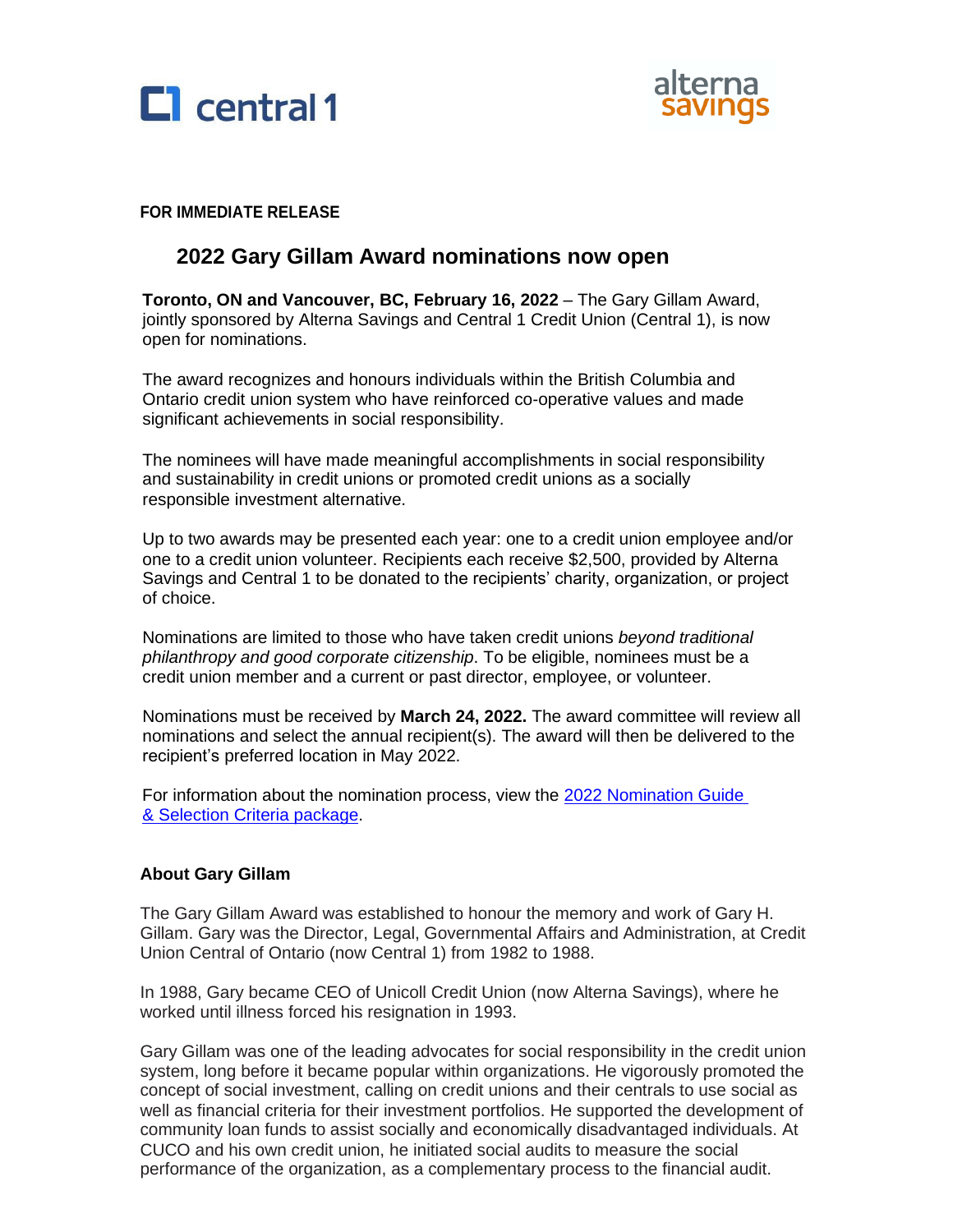central 1

alterna savings

**FOR IMMEDIATE RELEASE**

# 2022 Gary Gillam Award nominations now open

**Toronto, ON and Vancouver, BC, February 16, 2022** – The Gary Gillam Award, jointly sponsored by Alterna Savings and Central 1 Credit Union (Central 1), is now open for nominations.

The award recognizes and honours individuals within the British Columbia and Ontario credit union system who have reinforced co-operative values and made significant achievements in social responsibility.

The nominees will have made meaningful accomplishments in social responsibility and sustainability in credit unions or promoted credit unions as a socially responsible investment alternative.

Up to two awards may be presented each year: one to a credit union employee and/or one to a credit union volunteer. Recipients each receive $2,500, provided by Alterna Savings and Central 1 to be donated to the recipients' charity, organization, or project of choice.

Nominations are limited to those who have taken credit unions *beyond traditional philanthropy and good corporate citizenship*. To be eligible, nominees must be a credit union member and a current or past director, employee, or volunteer.

Nominations must be received by **March 24, 2022.** The award committee will review all nominations and select the annual recipient(s). The award will then be delivered to the recipient's preferred location in May 2022.

For information about the nomination process, view the [2022 Nomination Guide & Selection Criteria package]().

## About Gary Gillam

The Gary Gillam Award was established to honour the memory and work of Gary H. Gillam. Gary was the Director, Legal, Governmental Affairs and Administration, at Credit Union Central of Ontario (now Central 1) from 1982 to 1988.

In 1988, Gary became CEO of Unicoll Credit Union (now Alterna Savings), where he worked until illness forced his resignation in 1993.

Gary Gillam was one of the leading advocates for social responsibility in the credit union system, long before it became popular within organizations. He vigorously promoted the concept of social investment, calling on credit unions and their centrals to use social as well as financial criteria for their investment portfolios. He supported the development of community loan funds to assist socially and economically disadvantaged individuals. At CUCO and his own credit union, he initiated social audits to measure the social performance of the organization, as a complementary process to the financial audit.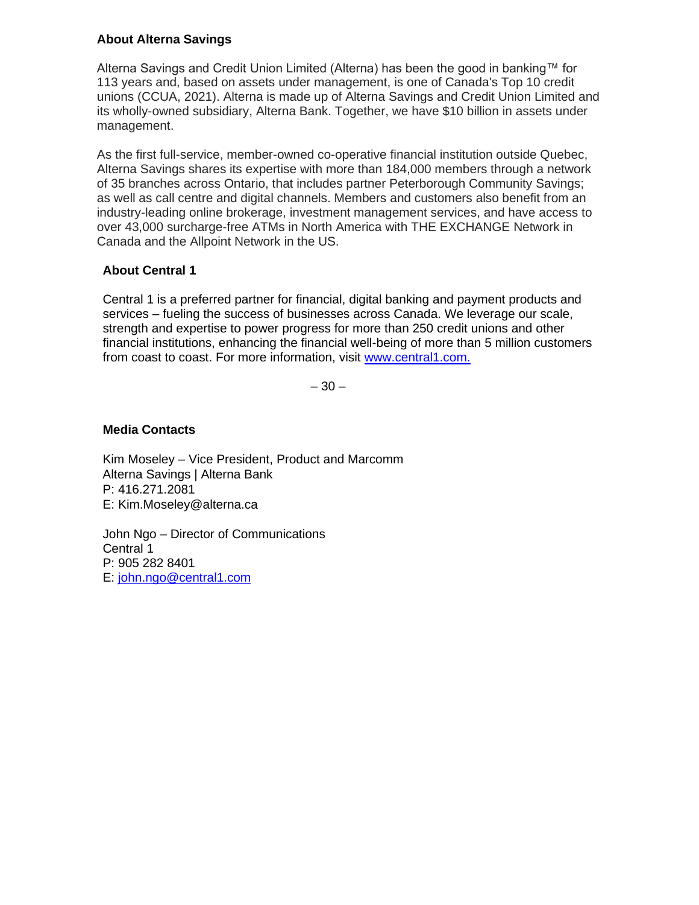## About Alterna Savings

Alterna Savings and Credit Union Limited (Alterna) has been the good in banking™ for 113 years and, based on assets under management, is one of Canada's Top 10 credit unions (CCUA, 2021). Alterna is made up of Alterna Savings and Credit Union Limited and its wholly-owned subsidiary, Alterna Bank. Together, we have $10 billion in assets under management.

As the first full-service, member-owned co-operative financial institution outside Quebec, Alterna Savings shares its expertise with more than 184,000 members through a network of 35 branches across Ontario, that includes partner Peterborough Community Savings; as well as call centre and digital channels. Members and customers also benefit from an industry-leading online brokerage, investment management services, and have access to over 43,000 surcharge-free ATMs in North America with THE EXCHANGE Network in Canada and the Allpoint Network in the US.

## About Central 1

Central 1 is a preferred partner for financial, digital banking and payment products and services – fueling the success of businesses across Canada. We leverage our scale, strength and expertise to power progress for more than 250 credit unions and other financial institutions, enhancing the financial well-being of more than 5 million customers from coast to coast. For more information, visit www.central1.com.

– 30 –

## Media Contacts

Kim Moseley – Vice President, Product and Marcomm
Alterna Savings | Alterna Bank
P: 416.271.2081
E: Kim.Moseley@alterna.ca

John Ngo – Director of Communications
Central 1
P: 905 282 8401
E: john.ngo@central1.com